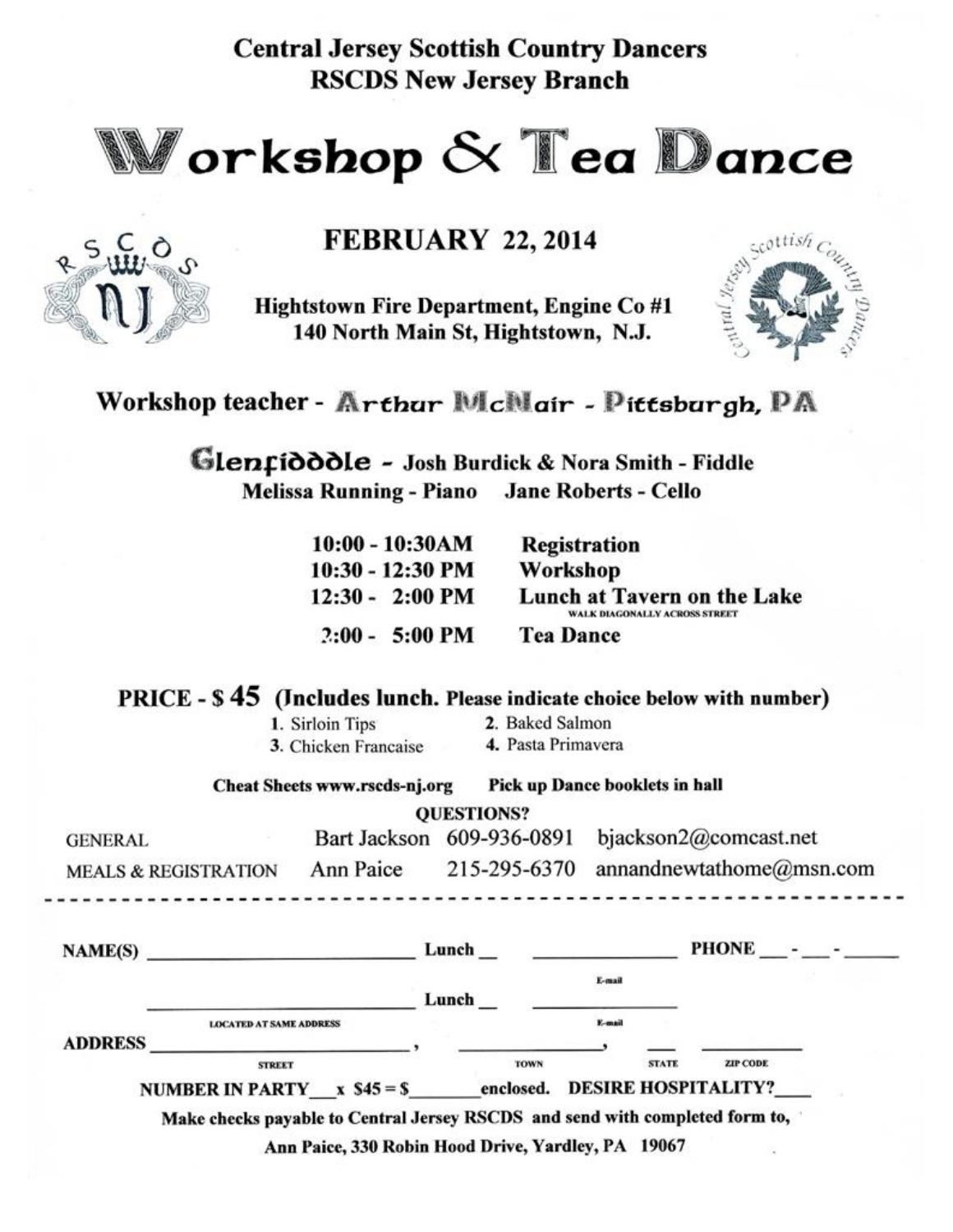**Central Jersey Scottish Country Dancers**
**RSCDS New Jersey Branch**

# Workshop & Tea Dance

## FEBRUARY 22, 2014

**Hightstown Fire Department, Engine Co #1**
**140 North Main St, Hightstown, N.J.**

**Workshop teacher - Arthur McNair - Pittsburgh, PA**

**Glenfiddle - Josh Burdick & Nora Smith - Fiddle**
**Melissa Running - Piano    Jane Roberts - Cello**

| | |
|---|---|
| **10:00 - 10:30AM** | **Registration** |
| **10:30 - 12:30 PM** | **Workshop** |
| **12:30 - 2:00 PM** | **Lunch at Tavern on the Lake** (WALK DIAGONALLY ACROSS STREET) |
| **2:00 - 5:00 PM** | **Tea Dance** |

**PRICE - $ 45 (Includes lunch. Please indicate choice below with number)**

1. Sirloin Tips
2. Baked Salmon
3. Chicken Francaise
4. Pasta Primavera

**Cheat Sheets www.rscds-nj.org    Pick up Dance booklets in hall**

**QUESTIONS?**

| | | | |
|---|---|---|---|
| GENERAL | Bart Jackson | 609-936-0891 | bjackson2@comcast.net |
| MEALS & REGISTRATION | Ann Paice | 215-295-6370 | annandnewtathome@msn.com |

---

**NAME(S)** ______________________ **Lunch** __  ______________ **PHONE** ___-___-_____
E-mail

______________________ **Lunch** __  ______________
LOCATED AT SAME ADDRESS    E-mail

**ADDRESS** ______________________, ______________, ___ __________
STREET    TOWN    STATE    ZIP CODE

**NUMBER IN PARTY___ x $45 = $_______ enclosed.  DESIRE HOSPITALITY?____**

**Make checks payable to Central Jersey RSCDS and send with completed form to,**

**Ann Paice, 330 Robin Hood Drive, Yardley, PA 19067**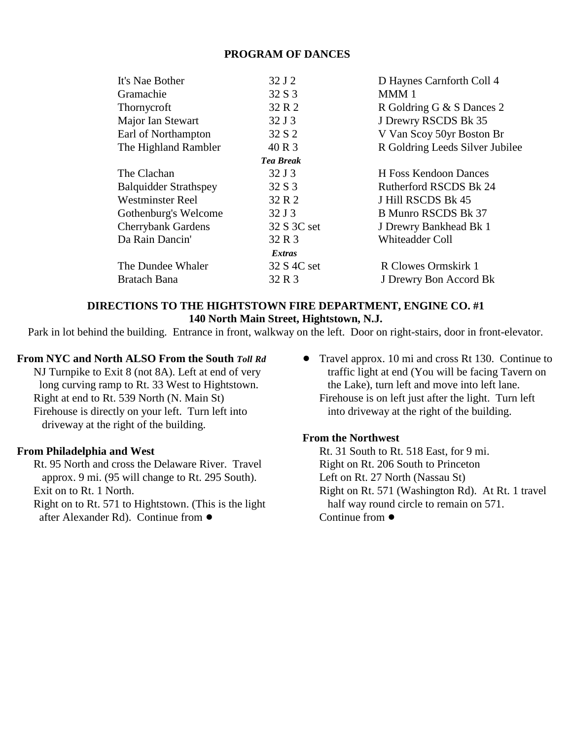## PROGRAM OF DANCES

| | | |
|---|---|---|
| It's Nae Bother | 32 J 2 | D Haynes Carnforth Coll 4 |
| Gramachie | 32 S 3 | MMM 1 |
| Thornycroft | 32 R 2 | R Goldring G & S Dances 2 |
| Major Ian Stewart | 32 J 3 | J Drewry RSCDS Bk 35 |
| Earl of Northampton | 32 S 2 | V Van Scoy 50yr Boston Br |
| The Highland Rambler | 40 R 3 | R Goldring Leeds Silver Jubilee |
| | ***Tea Break*** | |
| The Clachan | 32 J 3 | H Foss Kendoon Dances |
| Balquidder Strathspey | 32 S 3 | Rutherford RSCDS Bk 24 |
| Westminster Reel | 32 R 2 | J Hill RSCDS Bk 45 |
| Gothenburg's Welcome | 32 J 3 | B Munro RSCDS Bk 37 |
| Cherrybank Gardens | 32 S 3C set | J Drewry Bankhead Bk 1 |
| Da Rain Dancin' | 32 R 3 | Whiteadder Coll |
| | ***Extras*** | |
| The Dundee Whaler | 32 S 4C set | R Clowes Ormskirk 1 |
| Bratach Bana | 32 R 3 | J Drewry Bon Accord Bk |

## DIRECTIONS TO THE HIGHTSTOWN FIRE DEPARTMENT, ENGINE CO. #1
## 140 North Main Street, Hightstown, N.J.

Park in lot behind the building. Entrance in front, walkway on the left. Door on right-stairs, door in front-elevator.

**From NYC and North ALSO From the South *Toll Rd***

NJ Turnpike to Exit 8 (not 8A). Left at end of very long curving ramp to Rt. 33 West to Hightstown.
Right at end to Rt. 539 North (N. Main St)
Firehouse is directly on your left. Turn left into driveway at the right of the building.

**From Philadelphia and West**

Rt. 95 North and cross the Delaware River. Travel approx. 9 mi. (95 will change to Rt. 295 South).
Exit on to Rt. 1 North.
Right on to Rt. 571 to Hightstown. (This is the light after Alexander Rd). Continue from ●

● Travel approx. 10 mi and cross Rt 130. Continue to traffic light at end (You will be facing Tavern on the Lake), turn left and move into left lane.
Firehouse is on left just after the light. Turn left into driveway at the right of the building.

**From the Northwest**

Rt. 31 South to Rt. 518 East, for 9 mi.
Right on Rt. 206 South to Princeton
Left on Rt. 27 North (Nassau St)
Right on Rt. 571 (Washington Rd). At Rt. 1 travel half way round circle to remain on 571.
Continue from ●